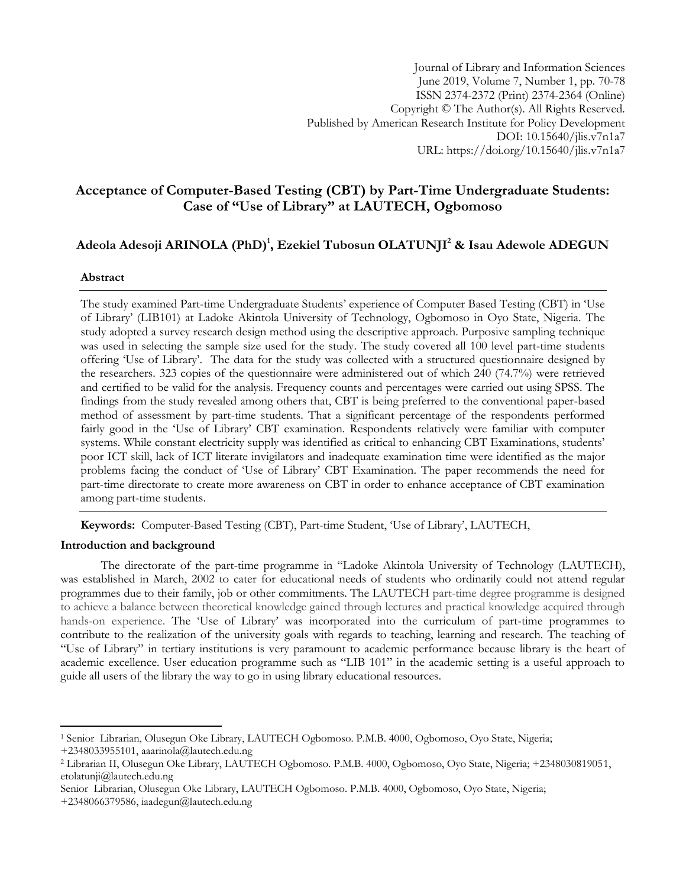Journal of Library and Information Sciences
June 2019, Volume 7, Number 1, pp. 70-78
ISSN 2374-2372 (Print) 2374-2364 (Online)
Copyright © The Author(s). All Rights Reserved.
Published by American Research Institute for Policy Development
DOI: 10.15640/jlis.v7n1a7
URL: https://doi.org/10.15640/jlis.v7n1a7

# Acceptance of Computer-Based Testing (CBT) by Part-Time Undergraduate Students: Case of "Use of Library" at LAUTECH, Ogbomoso

**Adeola Adesoji ARINOLA (PhD)[1], Ezekiel Tubosun OLATUNJI[2] & Isau Adewole ADEGUN**

## Abstract

The study examined Part-time Undergraduate Students' experience of Computer Based Testing (CBT) in 'Use of Library' (LIB101) at Ladoke Akintola University of Technology, Ogbomoso in Oyo State, Nigeria. The study adopted a survey research design method using the descriptive approach. Purposive sampling technique was used in selecting the sample size used for the study. The study covered all 100 level part-time students offering 'Use of Library'. The data for the study was collected with a structured questionnaire designed by the researchers. 323 copies of the questionnaire were administered out of which 240 (74.7%) were retrieved and certified to be valid for the analysis. Frequency counts and percentages were carried out using SPSS. The findings from the study revealed among others that, CBT is being preferred to the conventional paper-based method of assessment by part-time students. That a significant percentage of the respondents performed fairly good in the 'Use of Library' CBT examination. Respondents relatively were familiar with computer systems. While constant electricity supply was identified as critical to enhancing CBT Examinations, students' poor ICT skill, lack of ICT literate invigilators and inadequate examination time were identified as the major problems facing the conduct of 'Use of Library' CBT Examination. The paper recommends the need for part-time directorate to create more awareness on CBT in order to enhance acceptance of CBT examination among part-time students.

**Keywords:** Computer-Based Testing (CBT), Part-time Student, 'Use of Library', LAUTECH,

## Introduction and background

The directorate of the part-time programme in "Ladoke Akintola University of Technology (LAUTECH), was established in March, 2002 to cater for educational needs of students who ordinarily could not attend regular programmes due to their family, job or other commitments. The LAUTECH part-time degree programme is designed to achieve a balance between theoretical knowledge gained through lectures and practical knowledge acquired through hands-on experience. The 'Use of Library' was incorporated into the curriculum of part-time programmes to contribute to the realization of the university goals with regards to teaching, learning and research. The teaching of "Use of Library" in tertiary institutions is very paramount to academic performance because library is the heart of academic excellence. User education programme such as "LIB 101" in the academic setting is a useful approach to guide all users of the library the way to go in using library educational resources.

---

[1] Senior Librarian, Olusegun Oke Library, LAUTECH Ogbomoso. P.M.B. 4000, Ogbomoso, Oyo State, Nigeria; +2348033955101, aaarinola@lautech.edu.ng

[2] Librarian II, Olusegun Oke Library, LAUTECH Ogbomoso. P.M.B. 4000, Ogbomoso, Oyo State, Nigeria; +2348030819051, etolatunji@lautech.edu.ng

Senior Librarian, Olusegun Oke Library, LAUTECH Ogbomoso. P.M.B. 4000, Ogbomoso, Oyo State, Nigeria; +2348066379586, iaadegun@lautech.edu.ng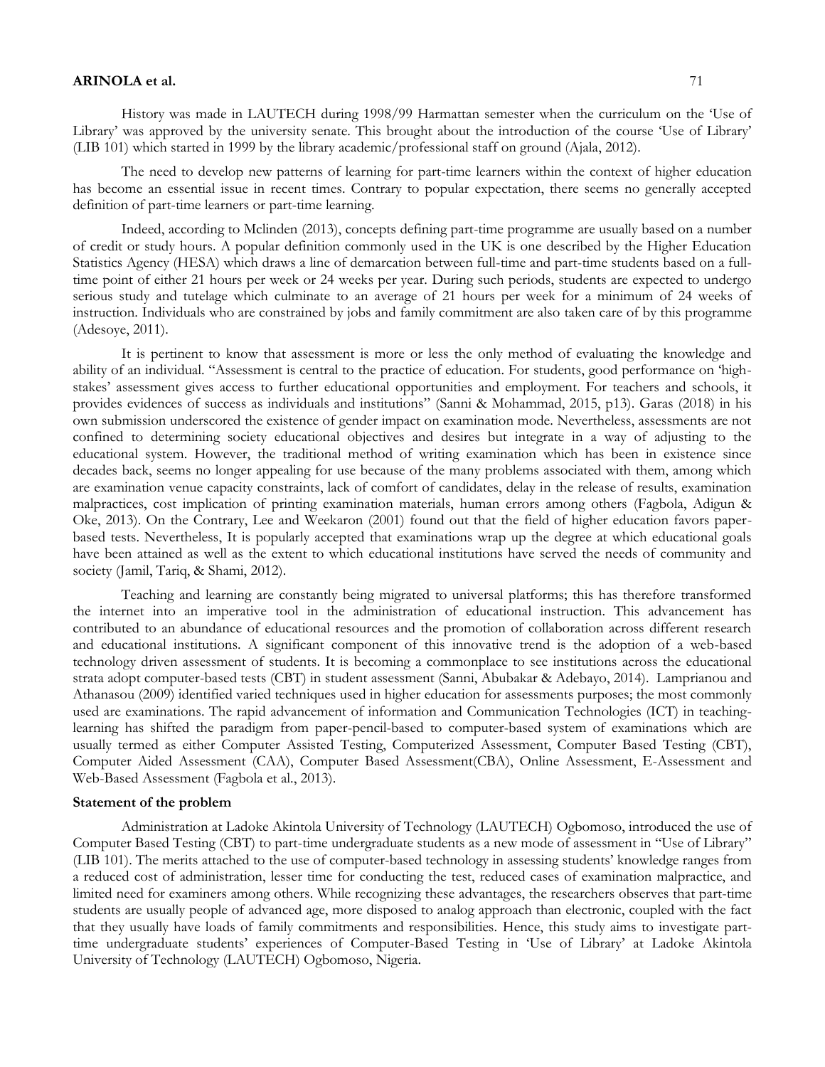History was made in LAUTECH during 1998/99 Harmattan semester when the curriculum on the 'Use of Library' was approved by the university senate. This brought about the introduction of the course 'Use of Library' (LIB 101) which started in 1999 by the library academic/professional staff on ground (Ajala, 2012).

The need to develop new patterns of learning for part-time learners within the context of higher education has become an essential issue in recent times. Contrary to popular expectation, there seems no generally accepted definition of part-time learners or part-time learning.

Indeed, according to Mclinden (2013), concepts defining part-time programme are usually based on a number of credit or study hours. A popular definition commonly used in the UK is one described by the Higher Education Statistics Agency (HESA) which draws a line of demarcation between full-time and part-time students based on a full-time point of either 21 hours per week or 24 weeks per year. During such periods, students are expected to undergo serious study and tutelage which culminate to an average of 21 hours per week for a minimum of 24 weeks of instruction. Individuals who are constrained by jobs and family commitment are also taken care of by this programme (Adesoye, 2011).

It is pertinent to know that assessment is more or less the only method of evaluating the knowledge and ability of an individual. "Assessment is central to the practice of education. For students, good performance on 'high-stakes' assessment gives access to further educational opportunities and employment. For teachers and schools, it provides evidences of success as individuals and institutions" (Sanni & Mohammad, 2015, p13). Garas (2018) in his own submission underscored the existence of gender impact on examination mode. Nevertheless, assessments are not confined to determining society educational objectives and desires but integrate in a way of adjusting to the educational system. However, the traditional method of writing examination which has been in existence since decades back, seems no longer appealing for use because of the many problems associated with them, among which are examination venue capacity constraints, lack of comfort of candidates, delay in the release of results, examination malpractices, cost implication of printing examination materials, human errors among others (Fagbola, Adigun & Oke, 2013). On the Contrary, Lee and Weekaron (2001) found out that the field of higher education favors paper-based tests. Nevertheless, It is popularly accepted that examinations wrap up the degree at which educational goals have been attained as well as the extent to which educational institutions have served the needs of community and society (Jamil, Tariq, & Shami, 2012).

Teaching and learning are constantly being migrated to universal platforms; this has therefore transformed the internet into an imperative tool in the administration of educational instruction. This advancement has contributed to an abundance of educational resources and the promotion of collaboration across different research and educational institutions. A significant component of this innovative trend is the adoption of a web-based technology driven assessment of students. It is becoming a commonplace to see institutions across the educational strata adopt computer-based tests (CBT) in student assessment (Sanni, Abubakar & Adebayo, 2014). Lamprianou and Athanasou (2009) identified varied techniques used in higher education for assessments purposes; the most commonly used are examinations. The rapid advancement of information and Communication Technologies (ICT) in teaching-learning has shifted the paradigm from paper-pencil-based to computer-based system of examinations which are usually termed as either Computer Assisted Testing, Computerized Assessment, Computer Based Testing (CBT), Computer Aided Assessment (CAA), Computer Based Assessment(CBA), Online Assessment, E-Assessment and Web-Based Assessment (Fagbola et al., 2013).

### Statement of the problem

Administration at Ladoke Akintola University of Technology (LAUTECH) Ogbomoso, introduced the use of Computer Based Testing (CBT) to part-time undergraduate students as a new mode of assessment in "Use of Library" (LIB 101). The merits attached to the use of computer-based technology in assessing students' knowledge ranges from a reduced cost of administration, lesser time for conducting the test, reduced cases of examination malpractice, and limited need for examiners among others. While recognizing these advantages, the researchers observes that part-time students are usually people of advanced age, more disposed to analog approach than electronic, coupled with the fact that they usually have loads of family commitments and responsibilities. Hence, this study aims to investigate part-time undergraduate students' experiences of Computer-Based Testing in 'Use of Library' at Ladoke Akintola University of Technology (LAUTECH) Ogbomoso, Nigeria.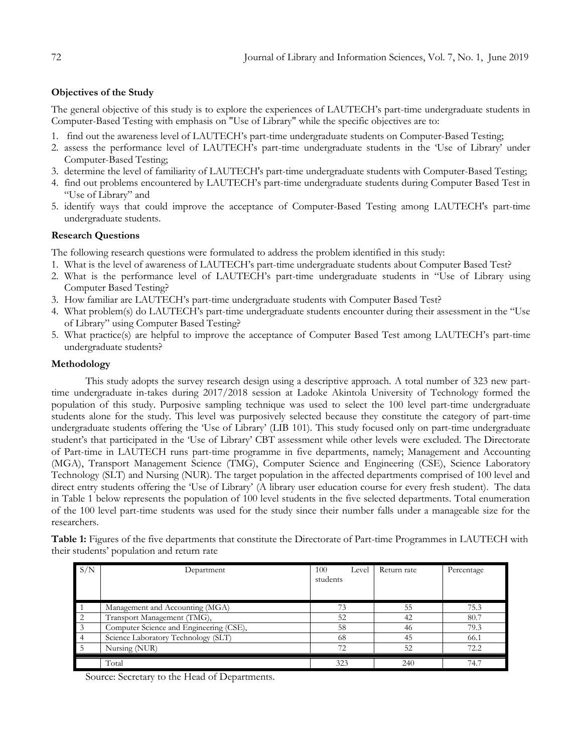### Objectives of the Study

The general objective of this study is to explore the experiences of LAUTECH's part-time undergraduate students in Computer-Based Testing with emphasis on "Use of Library" while the specific objectives are to:

1. find out the awareness level of LAUTECH's part-time undergraduate students on Computer-Based Testing;
2. assess the performance level of LAUTECH's part-time undergraduate students in the 'Use of Library' under Computer-Based Testing;
3. determine the level of familiarity of LAUTECH's part-time undergraduate students with Computer-Based Testing;
4. find out problems encountered by LAUTECH's part-time undergraduate students during Computer Based Test in "Use of Library" and
5. identify ways that could improve the acceptance of Computer-Based Testing among LAUTECH's part-time undergraduate students.

### Research Questions

The following research questions were formulated to address the problem identified in this study:

1. What is the level of awareness of LAUTECH's part-time undergraduate students about Computer Based Test?
2. What is the performance level of LAUTECH's part-time undergraduate students in "Use of Library using Computer Based Testing?
3. How familiar are LAUTECH's part-time undergraduate students with Computer Based Test?
4. What problem(s) do LAUTECH's part-time undergraduate students encounter during their assessment in the "Use of Library" using Computer Based Testing?
5. What practice(s) are helpful to improve the acceptance of Computer Based Test among LAUTECH's part-time undergraduate students?

### Methodology

This study adopts the survey research design using a descriptive approach. A total number of 323 new part-time undergraduate in-takes during 2017/2018 session at Ladoke Akintola University of Technology formed the population of this study. Purposive sampling technique was used to select the 100 level part-time undergraduate students alone for the study. This level was purposively selected because they constitute the category of part-time undergraduate students offering the 'Use of Library' (LIB 101). This study focused only on part-time undergraduate student's that participated in the 'Use of Library' CBT assessment while other levels were excluded. The Directorate of Part-time in LAUTECH runs part-time programme in five departments, namely; Management and Accounting (MGA), Transport Management Science (TMG), Computer Science and Engineering (CSE), Science Laboratory Technology (SLT) and Nursing (NUR). The target population in the affected departments comprised of 100 level and direct entry students offering the 'Use of Library' (A library user education course for every fresh student). The data in Table 1 below represents the population of 100 level students in the five selected departments. Total enumeration of the 100 level part-time students was used for the study since their number falls under a manageable size for the researchers.

**Table 1:** Figures of the five departments that constitute the Directorate of Part-time Programmes in LAUTECH with their students' population and return rate

| S/N | Department | 100 Level students | Return rate | Percentage |
|---|---|---|---|---|
| 1 | Management and Accounting (MGA) | 73 | 55 | 75.3 |
| 2 | Transport Management (TMG), | 52 | 42 | 80.7 |
| 3 | Computer Science and Engineering (CSE), | 58 | 46 | 79.3 |
| 4 | Science Laboratory Technology (SLT) | 68 | 45 | 66.1 |
| 5 | Nursing (NUR) | 72 | 52 | 72.2 |
| | Total | 323 | 240 | 74.7 |

Source: Secretary to the Head of Departments.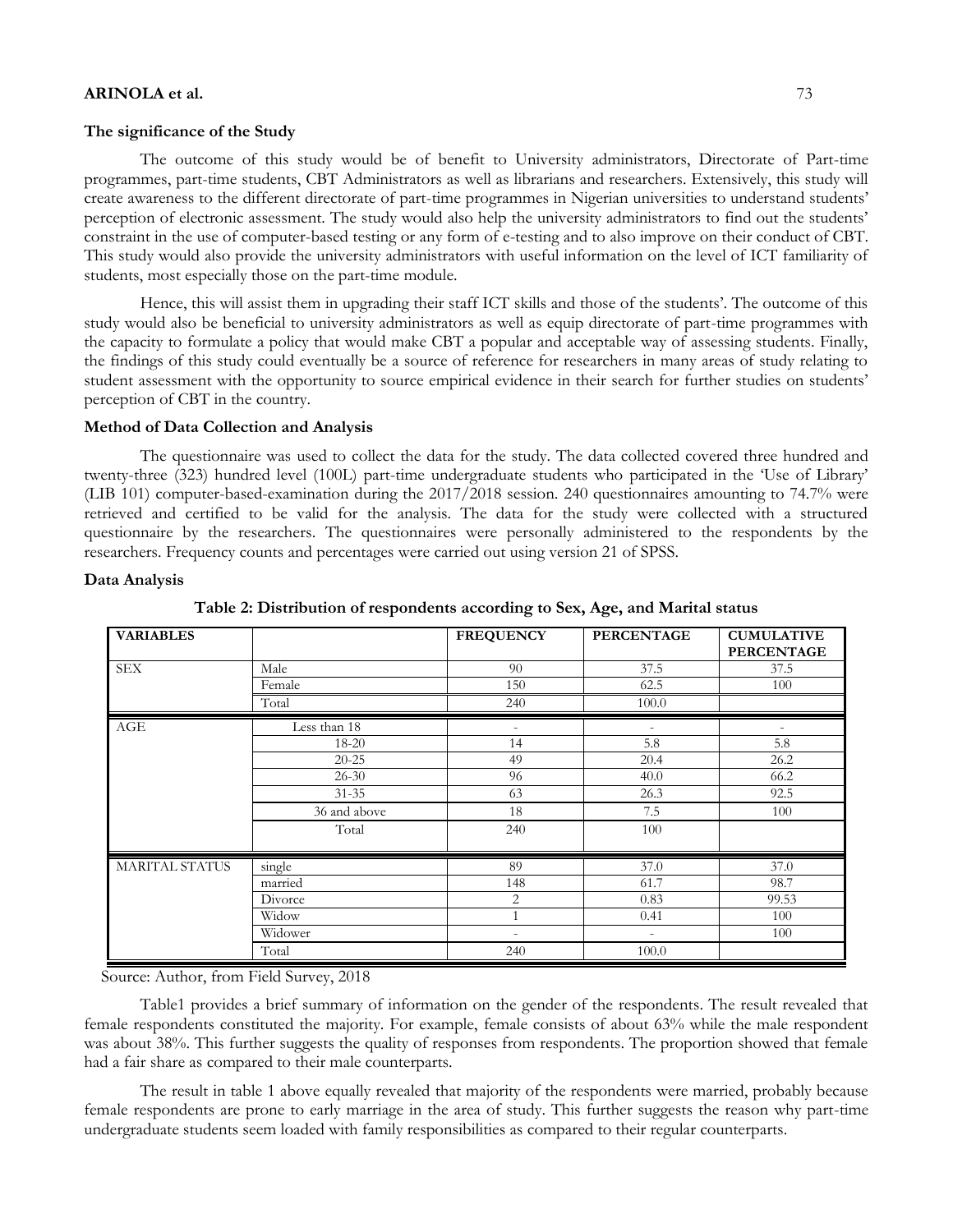### The significance of the Study

The outcome of this study would be of benefit to University administrators, Directorate of Part-time programmes, part-time students, CBT Administrators as well as librarians and researchers. Extensively, this study will create awareness to the different directorate of part-time programmes in Nigerian universities to understand students' perception of electronic assessment. The study would also help the university administrators to find out the students' constraint in the use of computer-based testing or any form of e-testing and to also improve on their conduct of CBT. This study would also provide the university administrators with useful information on the level of ICT familiarity of students, most especially those on the part-time module.

Hence, this will assist them in upgrading their staff ICT skills and those of the students'. The outcome of this study would also be beneficial to university administrators as well as equip directorate of part-time programmes with the capacity to formulate a policy that would make CBT a popular and acceptable way of assessing students. Finally, the findings of this study could eventually be a source of reference for researchers in many areas of study relating to student assessment with the opportunity to source empirical evidence in their search for further studies on students' perception of CBT in the country.

### Method of Data Collection and Analysis

The questionnaire was used to collect the data for the study. The data collected covered three hundred and twenty-three (323) hundred level (100L) part-time undergraduate students who participated in the 'Use of Library' (LIB 101) computer-based-examination during the 2017/2018 session. 240 questionnaires amounting to 74.7% were retrieved and certified to be valid for the analysis. The data for the study were collected with a structured questionnaire by the researchers. The questionnaires were personally administered to the respondents by the researchers. Frequency counts and percentages were carried out using version 21 of SPSS.

### Data Analysis

**Table 2: Distribution of respondents according to Sex, Age, and Marital status**

| VARIABLES | | FREQUENCY | PERCENTAGE | CUMULATIVE PERCENTAGE |
|---|---|---|---|---|
| SEX | Male | 90 | 37.5 | 37.5 |
| | Female | 150 | 62.5 | 100 |
| | Total | 240 | 100.0 | |
| AGE | Less than 18 | - | - | - |
| | 18-20 | 14 | 5.8 | 5.8 |
| | 20-25 | 49 | 20.4 | 26.2 |
| | 26-30 | 96 | 40.0 | 66.2 |
| | 31-35 | 63 | 26.3 | 92.5 |
| | 36 and above | 18 | 7.5 | 100 |
| | Total | 240 | 100 | |
| MARITAL STATUS | single | 89 | 37.0 | 37.0 |
| | married | 148 | 61.7 | 98.7 |
| | Divorce | 2 | 0.83 | 99.53 |
| | Widow | 1 | 0.41 | 100 |
| | Widower | - | - | 100 |
| | Total | 240 | 100.0 | |

Source: Author, from Field Survey, 2018

Table1 provides a brief summary of information on the gender of the respondents. The result revealed that female respondents constituted the majority. For example, female consists of about 63% while the male respondent was about 38%. This further suggests the quality of responses from respondents. The proportion showed that female had a fair share as compared to their male counterparts.

The result in table 1 above equally revealed that majority of the respondents were married, probably because female respondents are prone to early marriage in the area of study. This further suggests the reason why part-time undergraduate students seem loaded with family responsibilities as compared to their regular counterparts.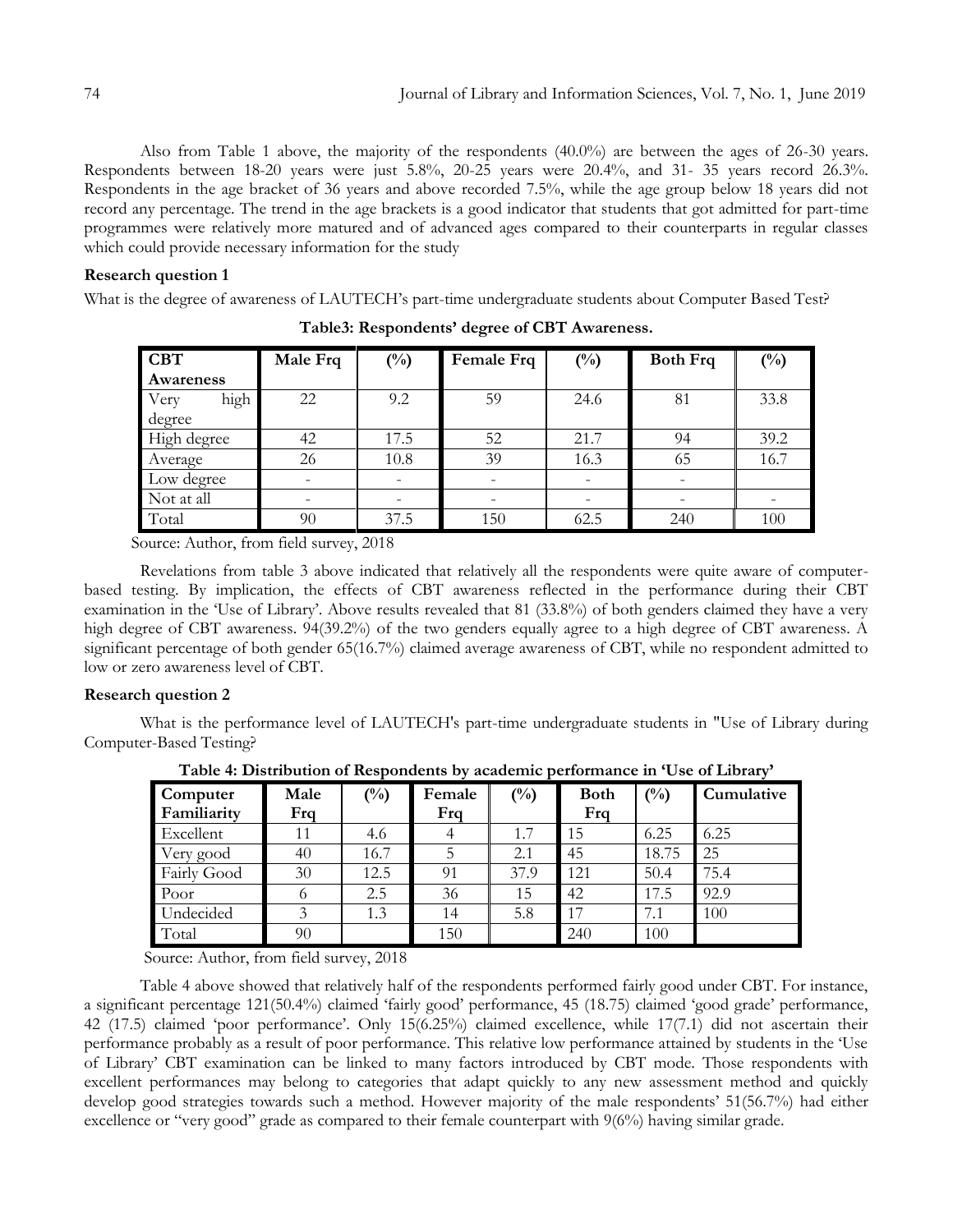Also from Table 1 above, the majority of the respondents (40.0%) are between the ages of 26-30 years. Respondents between 18-20 years were just 5.8%, 20-25 years were 20.4%, and 31- 35 years record 26.3%. Respondents in the age bracket of 36 years and above recorded 7.5%, while the age group below 18 years did not record any percentage. The trend in the age brackets is a good indicator that students that got admitted for part-time programmes were relatively more matured and of advanced ages compared to their counterparts in regular classes which could provide necessary information for the study

**Research question 1**

What is the degree of awareness of LAUTECH's part-time undergraduate students about Computer Based Test?

**Table3: Respondents' degree of CBT Awareness.**

| CBT Awareness | Male Frq | (%) | Female Frq | (%) | Both Frq | (%) |
|---|---|---|---|---|---|---|
| Very high degree | 22 | 9.2 | 59 | 24.6 | 81 | 33.8 |
| High degree | 42 | 17.5 | 52 | 21.7 | 94 | 39.2 |
| Average | 26 | 10.8 | 39 | 16.3 | 65 | 16.7 |
| Low degree | - | - | - | - | - | |
| Not at all | - | - | - | - | - | - |
| Total | 90 | 37.5 | 150 | 62.5 | 240 | 100 |

Source: Author, from field survey, 2018

Revelations from table 3 above indicated that relatively all the respondents were quite aware of computer-based testing. By implication, the effects of CBT awareness reflected in the performance during their CBT examination in the 'Use of Library'. Above results revealed that 81 (33.8%) of both genders claimed they have a very high degree of CBT awareness. 94(39.2%) of the two genders equally agree to a high degree of CBT awareness. A significant percentage of both gender 65(16.7%) claimed average awareness of CBT, while no respondent admitted to low or zero awareness level of CBT.

**Research question 2**

What is the performance level of LAUTECH's part-time undergraduate students in "Use of Library during Computer-Based Testing?

**Table 4: Distribution of Respondents by academic performance in 'Use of Library'**

| Computer Familiarity | Male Frq | (%) | Female Frq | (%) | Both Frq | (%) | Cumulative |
|---|---|---|---|---|---|---|---|
| Excellent | 11 | 4.6 | 4 | 1.7 | 15 | 6.25 | 6.25 |
| Very good | 40 | 16.7 | 5 | 2.1 | 45 | 18.75 | 25 |
| Fairly Good | 30 | 12.5 | 91 | 37.9 | 121 | 50.4 | 75.4 |
| Poor | 6 | 2.5 | 36 | 15 | 42 | 17.5 | 92.9 |
| Undecided | 3 | 1.3 | 14 | 5.8 | 17 | 7.1 | 100 |
| Total | 90 | | 150 | | 240 | 100 | |

Source: Author, from field survey, 2018

Table 4 above showed that relatively half of the respondents performed fairly good under CBT. For instance, a significant percentage 121(50.4%) claimed 'fairly good' performance, 45 (18.75) claimed 'good grade' performance, 42 (17.5) claimed 'poor performance'. Only 15(6.25%) claimed excellence, while 17(7.1) did not ascertain their performance probably as a result of poor performance. This relative low performance attained by students in the 'Use of Library' CBT examination can be linked to many factors introduced by CBT mode. Those respondents with excellent performances may belong to categories that adapt quickly to any new assessment method and quickly develop good strategies towards such a method. However majority of the male respondents' 51(56.7%) had either excellence or "very good" grade as compared to their female counterpart with 9(6%) having similar grade.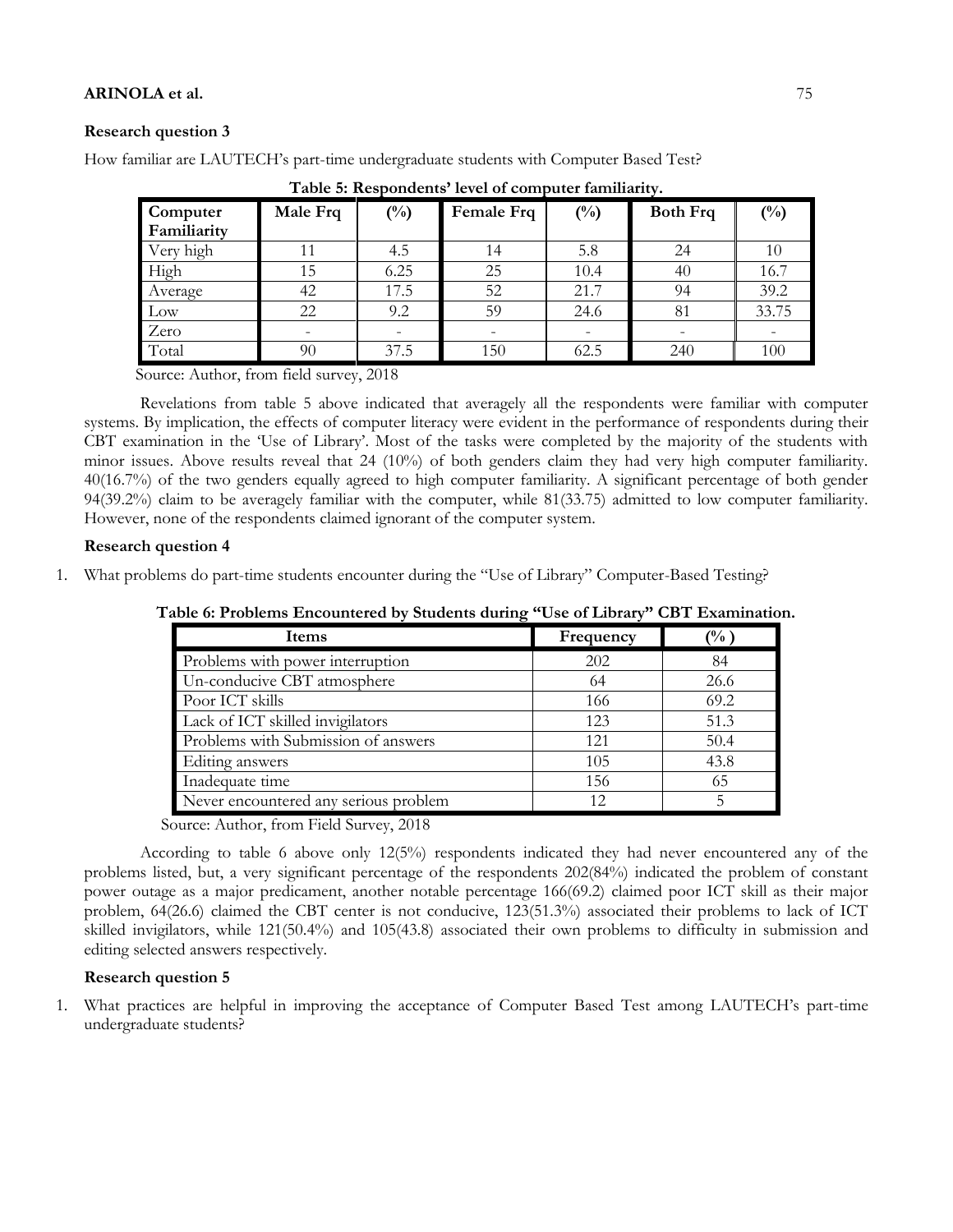**Research question 3**

How familiar are LAUTECH's part-time undergraduate students with Computer Based Test?

**Table 5: Respondents' level of computer familiarity.**

| Computer Familiarity | Male Frq | (%) | Female Frq | (%) | Both Frq | (%) |
|---|---|---|---|---|---|---|
| Very high | 11 | 4.5 | 14 | 5.8 | 24 | 10 |
| High | 15 | 6.25 | 25 | 10.4 | 40 | 16.7 |
| Average | 42 | 17.5 | 52 | 21.7 | 94 | 39.2 |
| Low | 22 | 9.2 | 59 | 24.6 | 81 | 33.75 |
| Zero | - | - | - | - | - | - |
| Total | 90 | 37.5 | 150 | 62.5 | 240 | 100 |

Source: Author, from field survey, 2018

Revelations from table 5 above indicated that averagely all the respondents were familiar with computer systems. By implication, the effects of computer literacy were evident in the performance of respondents during their CBT examination in the 'Use of Library'. Most of the tasks were completed by the majority of the students with minor issues. Above results reveal that 24 (10%) of both genders claim they had very high computer familiarity. 40(16.7%) of the two genders equally agreed to high computer familiarity. A significant percentage of both gender 94(39.2%) claim to be averagely familiar with the computer, while 81(33.75) admitted to low computer familiarity. However, none of the respondents claimed ignorant of the computer system.

**Research question 4**

1. What problems do part-time students encounter during the "Use of Library" Computer-Based Testing?

**Table 6: Problems Encountered by Students during "Use of Library" CBT Examination.**

| Items | Frequency | (% ) |
|---|---|---|
| Problems with power interruption | 202 | 84 |
| Un-conducive CBT atmosphere | 64 | 26.6 |
| Poor ICT skills | 166 | 69.2 |
| Lack of ICT skilled invigilators | 123 | 51.3 |
| Problems with Submission of answers | 121 | 50.4 |
| Editing answers | 105 | 43.8 |
| Inadequate time | 156 | 65 |
| Never encountered any serious problem | 12 | 5 |

Source: Author, from Field Survey, 2018

According to table 6 above only 12(5%) respondents indicated they had never encountered any of the problems listed, but, a very significant percentage of the respondents 202(84%) indicated the problem of constant power outage as a major predicament, another notable percentage 166(69.2) claimed poor ICT skill as their major problem, 64(26.6) claimed the CBT center is not conducive, 123(51.3%) associated their problems to lack of ICT skilled invigilators, while 121(50.4%) and 105(43.8) associated their own problems to difficulty in submission and editing selected answers respectively.

**Research question 5**

1. What practices are helpful in improving the acceptance of Computer Based Test among LAUTECH's part-time undergraduate students?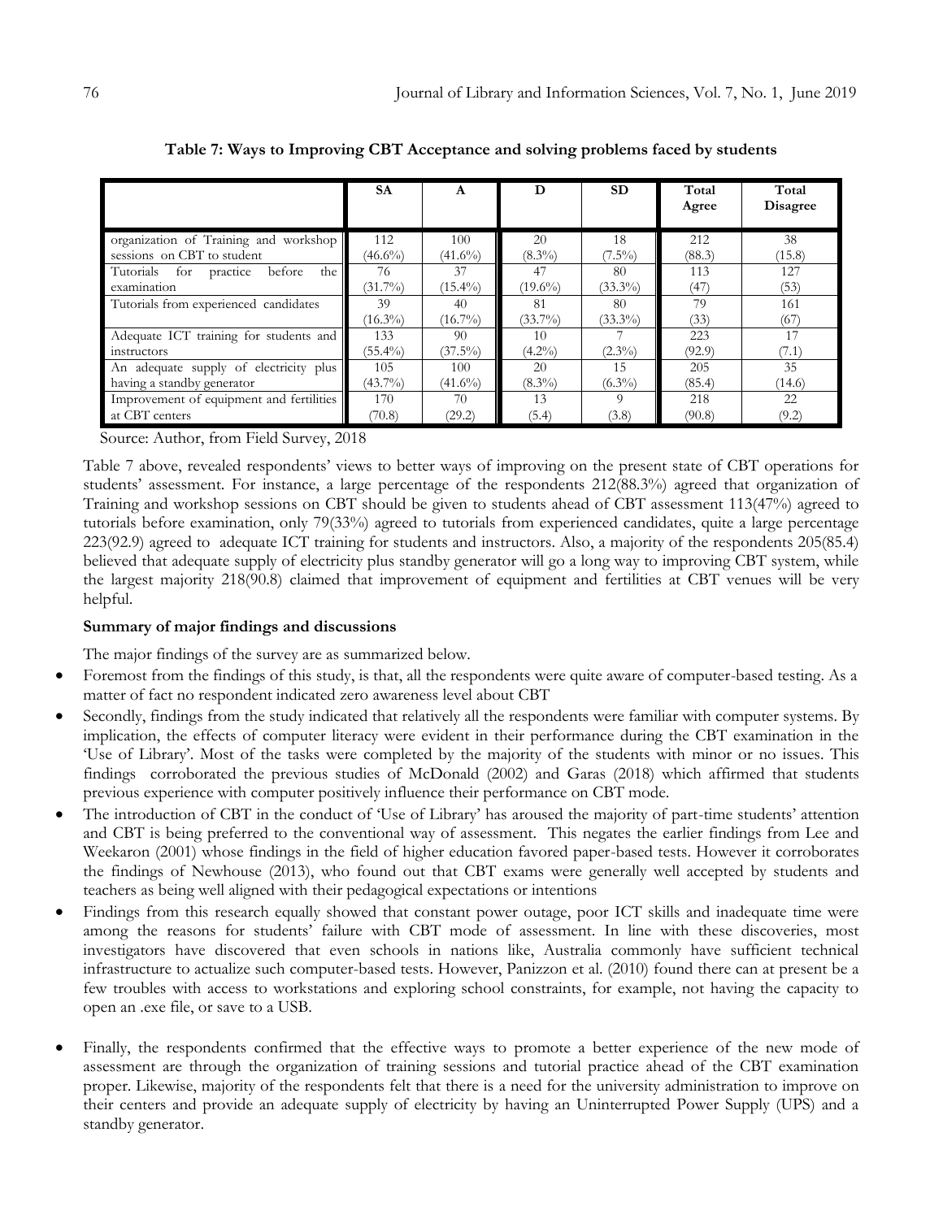**Table 7: Ways to Improving CBT Acceptance and solving problems faced by students**

| | SA | A | D | SD | Total Agree | Total Disagree |
|---|---|---|---|---|---|---|
| organization of Training and workshop sessions on CBT to student | 112 (46.6%) | 100 (41.6%) | 20 (8.3%) | 18 (7.5%) | 212 (88.3) | 38 (15.8) |
| Tutorials for practice before the examination | 76 (31.7%) | 37 (15.4%) | 47 (19.6%) | 80 (33.3%) | 113 (47) | 127 (53) |
| Tutorials from experienced candidates | 39 (16.3%) | 40 (16.7%) | 81 (33.7%) | 80 (33.3%) | 79 (33) | 161 (67) |
| Adequate ICT training for students and instructors | 133 (55.4%) | 90 (37.5%) | 10 (4.2%) | 7 (2.3%) | 223 (92.9) | 17 (7.1) |
| An adequate supply of electricity plus having a standby generator | 105 (43.7%) | 100 (41.6%) | 20 (8.3%) | 15 (6.3%) | 205 (85.4) | 35 (14.6) |
| Improvement of equipment and fertilities at CBT centers | 170 (70.8) | 70 (29.2) | 13 (5.4) | 9 (3.8) | 218 (90.8) | 22 (9.2) |

Source: Author, from Field Survey, 2018

Table 7 above, revealed respondents' views to better ways of improving on the present state of CBT operations for students' assessment. For instance, a large percentage of the respondents 212(88.3%) agreed that organization of Training and workshop sessions on CBT should be given to students ahead of CBT assessment 113(47%) agreed to tutorials before examination, only 79(33%) agreed to tutorials from experienced candidates, quite a large percentage 223(92.9) agreed to adequate ICT training for students and instructors. Also, a majority of the respondents 205(85.4) believed that adequate supply of electricity plus standby generator will go a long way to improving CBT system, while the largest majority 218(90.8) claimed that improvement of equipment and fertilities at CBT venues will be very helpful.

**Summary of major findings and discussions**

The major findings of the survey are as summarized below.

- Foremost from the findings of this study, is that, all the respondents were quite aware of computer-based testing. As a matter of fact no respondent indicated zero awareness level about CBT
- Secondly, findings from the study indicated that relatively all the respondents were familiar with computer systems. By implication, the effects of computer literacy were evident in their performance during the CBT examination in the 'Use of Library'. Most of the tasks were completed by the majority of the students with minor or no issues. This findings corroborated the previous studies of McDonald (2002) and Garas (2018) which affirmed that students previous experience with computer positively influence their performance on CBT mode.
- The introduction of CBT in the conduct of 'Use of Library' has aroused the majority of part-time students' attention and CBT is being preferred to the conventional way of assessment. This negates the earlier findings from Lee and Weekaron (2001) whose findings in the field of higher education favored paper-based tests. However it corroborates the findings of Newhouse (2013), who found out that CBT exams were generally well accepted by students and teachers as being well aligned with their pedagogical expectations or intentions
- Findings from this research equally showed that constant power outage, poor ICT skills and inadequate time were among the reasons for students' failure with CBT mode of assessment. In line with these discoveries, most investigators have discovered that even schools in nations like, Australia commonly have sufficient technical infrastructure to actualize such computer-based tests. However, Panizzon et al. (2010) found there can at present be a few troubles with access to workstations and exploring school constraints, for example, not having the capacity to open an .exe file, or save to a USB.
- Finally, the respondents confirmed that the effective ways to promote a better experience of the new mode of assessment are through the organization of training sessions and tutorial practice ahead of the CBT examination proper. Likewise, majority of the respondents felt that there is a need for the university administration to improve on their centers and provide an adequate supply of electricity by having an Uninterrupted Power Supply (UPS) and a standby generator.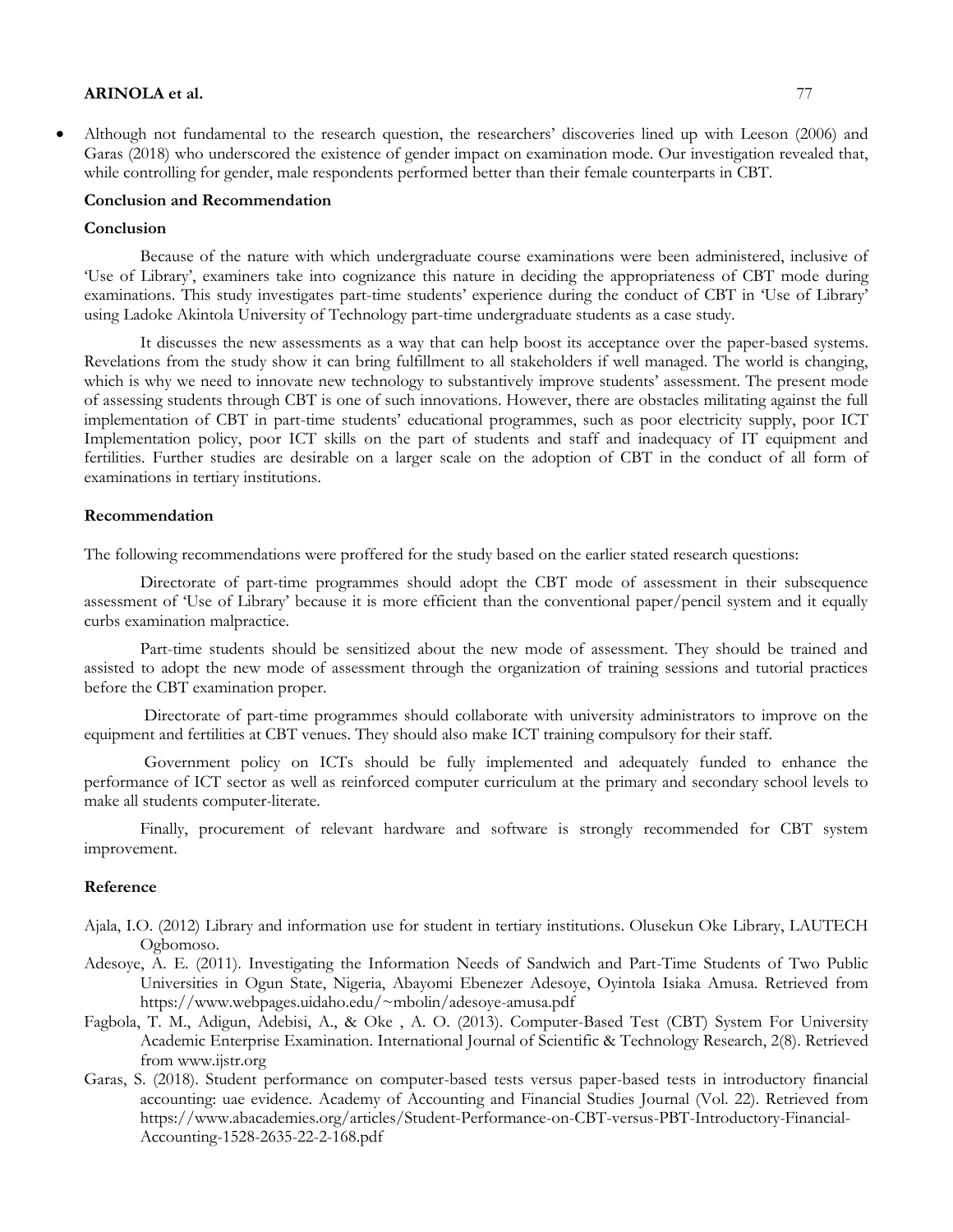- Although not fundamental to the research question, the researchers' discoveries lined up with Leeson (2006) and Garas (2018) who underscored the existence of gender impact on examination mode. Our investigation revealed that, while controlling for gender, male respondents performed better than their female counterparts in CBT.

## Conclusion and Recommendation

### Conclusion

Because of the nature with which undergraduate course examinations were been administered, inclusive of 'Use of Library', examiners take into cognizance this nature in deciding the appropriateness of CBT mode during examinations. This study investigates part-time students' experience during the conduct of CBT in 'Use of Library' using Ladoke Akintola University of Technology part-time undergraduate students as a case study.

It discusses the new assessments as a way that can help boost its acceptance over the paper-based systems. Revelations from the study show it can bring fulfillment to all stakeholders if well managed. The world is changing, which is why we need to innovate new technology to substantively improve students' assessment. The present mode of assessing students through CBT is one of such innovations. However, there are obstacles militating against the full implementation of CBT in part-time students' educational programmes, such as poor electricity supply, poor ICT Implementation policy, poor ICT skills on the part of students and staff and inadequacy of IT equipment and fertilities. Further studies are desirable on a larger scale on the adoption of CBT in the conduct of all form of examinations in tertiary institutions.

### Recommendation

The following recommendations were proffered for the study based on the earlier stated research questions:

Directorate of part-time programmes should adopt the CBT mode of assessment in their subsequence assessment of 'Use of Library' because it is more efficient than the conventional paper/pencil system and it equally curbs examination malpractice.

Part-time students should be sensitized about the new mode of assessment. They should be trained and assisted to adopt the new mode of assessment through the organization of training sessions and tutorial practices before the CBT examination proper.

Directorate of part-time programmes should collaborate with university administrators to improve on the equipment and fertilities at CBT venues. They should also make ICT training compulsory for their staff.

Government policy on ICTs should be fully implemented and adequately funded to enhance the performance of ICT sector as well as reinforced computer curriculum at the primary and secondary school levels to make all students computer-literate.

Finally, procurement of relevant hardware and software is strongly recommended for CBT system improvement.

## Reference

Ajala, I.O. (2012) Library and information use for student in tertiary institutions. Olusekun Oke Library, LAUTECH Ogbomoso.

Adesoye, A. E. (2011). Investigating the Information Needs of Sandwich and Part-Time Students of Two Public Universities in Ogun State, Nigeria, Abayomi Ebenezer Adesoye, Oyintola Isiaka Amusa. Retrieved from https://www.webpages.uidaho.edu/~mbolin/adesoye-amusa.pdf

Fagbola, T. M., Adigun, Adebisi, A., & Oke , A. O. (2013). Computer-Based Test (CBT) System For University Academic Enterprise Examination. International Journal of Scientific & Technology Research, 2(8). Retrieved from www.ijstr.org

Garas, S. (2018). Student performance on computer-based tests versus paper-based tests in introductory financial accounting: uae evidence. Academy of Accounting and Financial Studies Journal (Vol. 22). Retrieved from https://www.abacademies.org/articles/Student-Performance-on-CBT-versus-PBT-Introductory-Financial-Accounting-1528-2635-22-2-168.pdf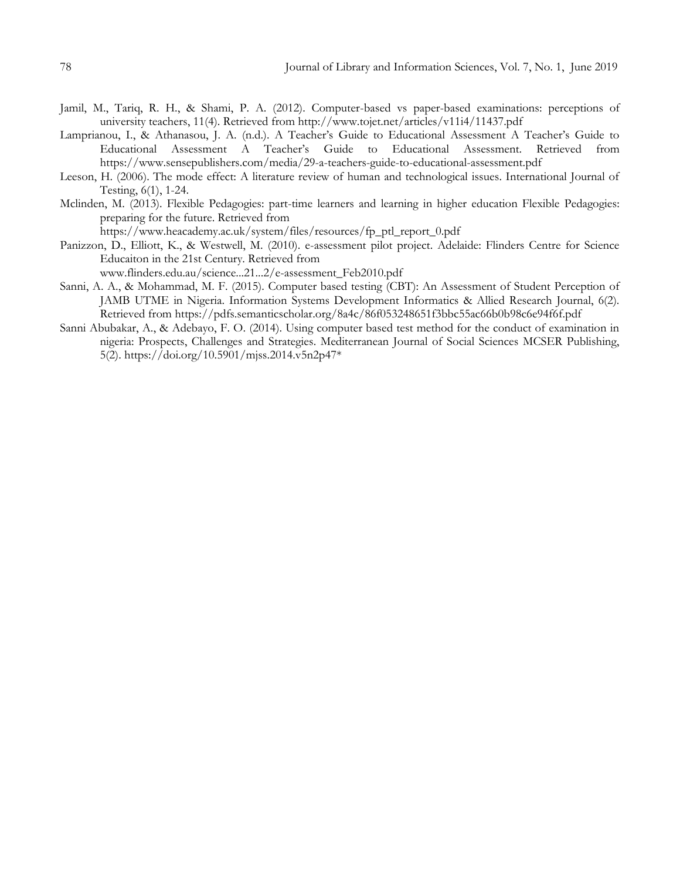Jamil, M., Tariq, R. H., & Shami, P. A. (2012). Computer-based vs paper-based examinations: perceptions of university teachers, 11(4). Retrieved from http://www.tojet.net/articles/v11i4/11437.pdf

Lamprianou, I., & Athanasou, J. A. (n.d.). A Teacher's Guide to Educational Assessment A Teacher's Guide to Educational Assessment A Teacher's Guide to Educational Assessment. Retrieved from https://www.sensepublishers.com/media/29-a-teachers-guide-to-educational-assessment.pdf

Leeson, H. (2006). The mode effect: A literature review of human and technological issues. International Journal of Testing, 6(1), 1-24.

Mclinden, M. (2013). Flexible Pedagogies: part-time learners and learning in higher education Flexible Pedagogies: preparing for the future. Retrieved from https://www.heacademy.ac.uk/system/files/resources/fp_ptl_report_0.pdf

Panizzon, D., Elliott, K., & Westwell, M. (2010). e-assessment pilot project. Adelaide: Flinders Centre for Science Educaiton in the 21st Century. Retrieved from www.flinders.edu.au/science...21...2/e-assessment_Feb2010.pdf

Sanni, A. A., & Mohammad, M. F. (2015). Computer based testing (CBT): An Assessment of Student Perception of JAMB UTME in Nigeria. Information Systems Development Informatics & Allied Research Journal, 6(2). Retrieved from https://pdfs.semanticscholar.org/8a4c/86f053248651f3bbc55ac66b0b98c6e94f6f.pdf

Sanni Abubakar, A., & Adebayo, F. O. (2014). Using computer based test method for the conduct of examination in nigeria: Prospects, Challenges and Strategies. Mediterranean Journal of Social Sciences MCSER Publishing, 5(2). https://doi.org/10.5901/mjss.2014.v5n2p47*